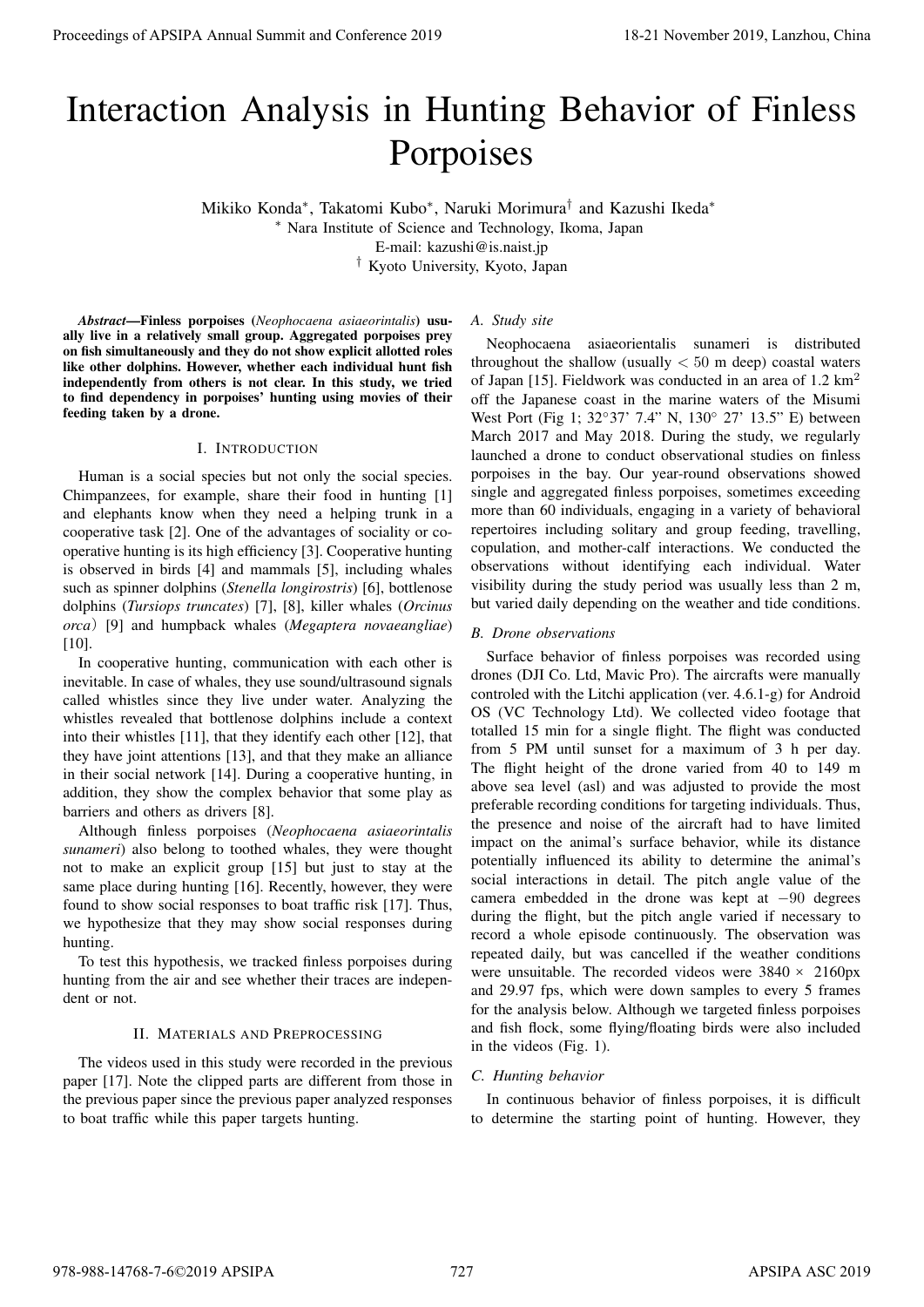# Interaction Analysis in Hunting Behavior of Finless Porpoises

Mikiko Konda*, Takatomi Kubo*, Naruki Morimura† and Kazushi Ikeda*

* Nara Institute of Science and Technology, Ikoma, Japan
E-mail: kazushi@is.naist.jp
† Kyoto University, Kyoto, Japan

***Abstract*—Finless porpoises (*Neophocaena asiaeorintalis*) usually live in a relatively small group. Aggregated porpoises prey on fish simultaneously and they do not show explicit allotted roles like other dolphins. However, whether each individual hunt fish independently from others is not clear. In this study, we tried to find dependency in porpoises' hunting using movies of their feeding taken by a drone.**

## I. Introduction

Human is a social species but not only the social species. Chimpanzees, for example, share their food in hunting [1] and elephants know when they need a helping trunk in a cooperative task [2]. One of the advantages of sociality or cooperative hunting is its high efficiency [3]. Cooperative hunting is observed in birds [4] and mammals [5], including whales such as spinner dolphins (*Stenella longirostris*) [6], bottlenose dolphins (*Tursiops truncates*) [7], [8], killer whales (*Orcinus orca*) [9] and humpback whales (*Megaptera novaeangliae*) [10].

In cooperative hunting, communication with each other is inevitable. In case of whales, they use sound/ultrasound signals called whistles since they live under water. Analyzing the whistles revealed that bottlenose dolphins include a context into their whistles [11], that they identify each other [12], that they have joint attentions [13], and that they make an alliance in their social network [14]. During a cooperative hunting, in addition, they show the complex behavior that some play as barriers and others as drivers [8].

Although finless porpoises (*Neophocaena asiaeorintalis sunameri*) also belong to toothed whales, they were thought not to make an explicit group [15] but just to stay at the same place during hunting [16]. Recently, however, they were found to show social responses to boat traffic risk [17]. Thus, we hypothesize that they may show social responses during hunting.

To test this hypothesis, we tracked finless porpoises during hunting from the air and see whether their traces are independent or not.

## II. Materials and Preprocessing

The videos used in this study were recorded in the previous paper [17]. Note the clipped parts are different from those in the previous paper since the previous paper analyzed responses to boat traffic while this paper targets hunting.

### A. Study site

Neophocaena asiaeorientalis sunameri is distributed throughout the shallow (usually $< 50$ m deep) coastal waters of Japan [15]. Fieldwork was conducted in an area of 1.2 km$^2$ off the Japanese coast in the marine waters of the Misumi West Port (Fig 1; 32°37' 7.4" N, 130° 27' 13.5" E) between March 2017 and May 2018. During the study, we regularly launched a drone to conduct observational studies on finless porpoises in the bay. Our year-round observations showed single and aggregated finless porpoises, sometimes exceeding more than 60 individuals, engaging in a variety of behavioral repertoires including solitary and group feeding, travelling, copulation, and mother-calf interactions. We conducted the observations without identifying each individual. Water visibility during the study period was usually less than 2 m, but varied daily depending on the weather and tide conditions.

### B. Drone observations

Surface behavior of finless porpoises was recorded using drones (DJI Co. Ltd, Mavic Pro). The aircrafts were manually controled with the Litchi application (ver. 4.6.1-g) for Android OS (VC Technology Ltd). We collected video footage that totalled 15 min for a single flight. The flight was conducted from 5 PM until sunset for a maximum of 3 h per day. The flight height of the drone varied from 40 to 149 m above sea level (asl) and was adjusted to provide the most preferable recording conditions for targeting individuals. Thus, the presence and noise of the aircraft had to have limited impact on the animal's surface behavior, while its distance potentially influenced its ability to determine the animal's social interactions in detail. The pitch angle value of the camera embedded in the drone was kept at $-90$ degrees during the flight, but the pitch angle varied if necessary to record a whole episode continuously. The observation was repeated daily, but was cancelled if the weather conditions were unsuitable. The recorded videos were $3840 \times 2160$px and 29.97 fps, which were down samples to every 5 frames for the analysis below. Although we targeted finless porpoises and fish flock, some flying/floating birds were also included in the videos (Fig. 1).

### C. Hunting behavior

In continuous behavior of finless porpoises, it is difficult to determine the starting point of hunting. However, they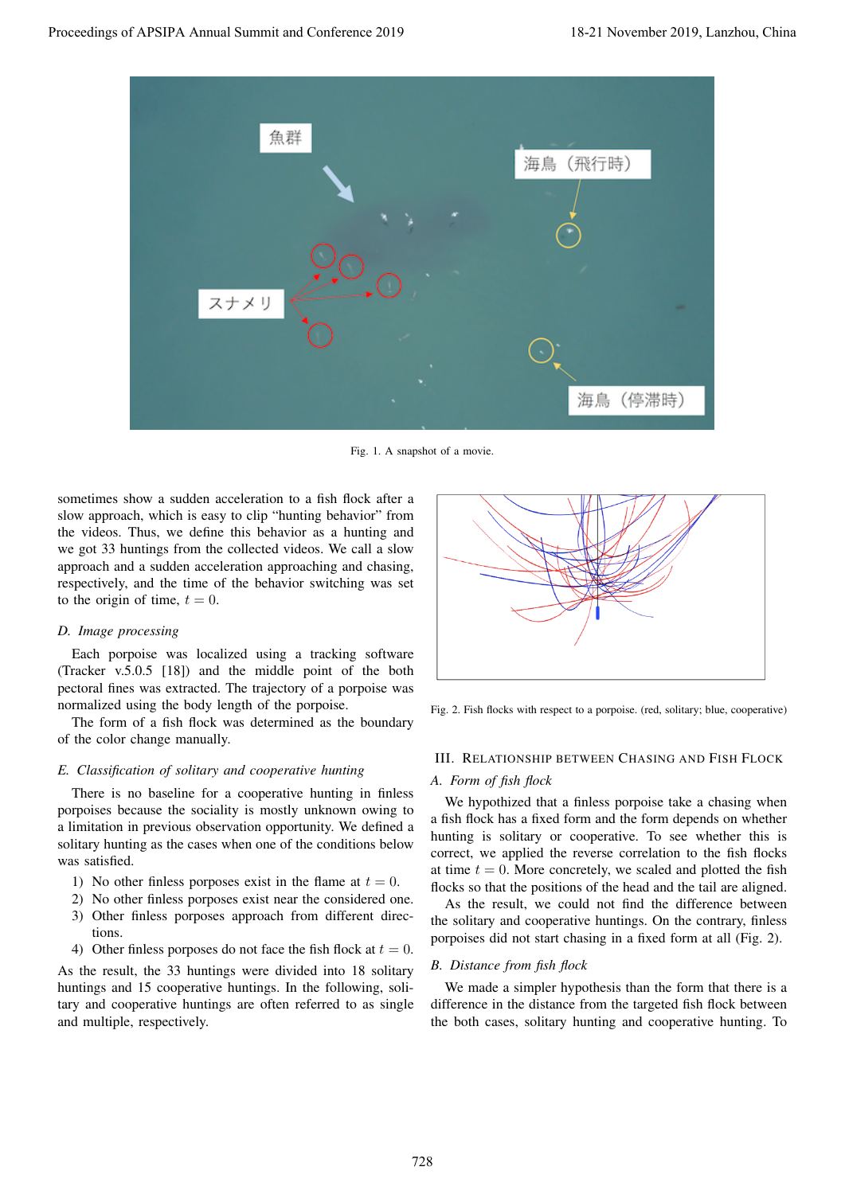Fig. 1. A snapshot of a movie.

sometimes show a sudden acceleration to a fish flock after a slow approach, which is easy to clip "hunting behavior" from the videos. Thus, we define this behavior as a hunting and we got 33 huntings from the collected videos. We call a slow approach and a sudden acceleration approaching and chasing, respectively, and the time of the behavior switching was set to the origin of time, $t = 0$.

### D. Image processing

Each porpoise was localized using a tracking software (Tracker v.5.0.5 [18]) and the middle point of the both pectoral fines was extracted. The trajectory of a porpoise was normalized using the body length of the porpoise.

The form of a fish flock was determined as the boundary of the color change manually.

### E. Classification of solitary and cooperative hunting

There is no baseline for a cooperative hunting in finless porpoises because the sociality is mostly unknown owing to a limitation in previous observation opportunity. We defined a solitary hunting as the cases when one of the conditions below was satisfied.

1) No other finless porposes exist in the flame at $t = 0$.
2) No other finless porposes exist near the considered one.
3) Other finless porposes approach from different directions.
4) Other finless porposes do not face the fish flock at $t = 0$.

As the result, the 33 huntings were divided into 18 solitary huntings and 15 cooperative huntings. In the following, solitary and cooperative huntings are often referred to as single and multiple, respectively.

Fig. 2. Fish flocks with respect to a porpoise. (red, solitary; blue, cooperative)

## III. Relationship between Chasing and Fish Flock

### A. Form of fish flock

We hypothized that a finless porpoise take a chasing when a fish flock has a fixed form and the form depends on whether hunting is solitary or cooperative. To see whether this is correct, we applied the reverse correlation to the fish flocks at time $t = 0$. More concretely, we scaled and plotted the fish flocks so that the positions of the head and the tail are aligned.

As the result, we could not find the difference between the solitary and cooperative huntings. On the contrary, finless porpoises did not start chasing in a fixed form at all (Fig. 2).

### B. Distance from fish flock

We made a simpler hypothesis than the form that there is a difference in the distance from the targeted fish flock between the both cases, solitary hunting and cooperative hunting. To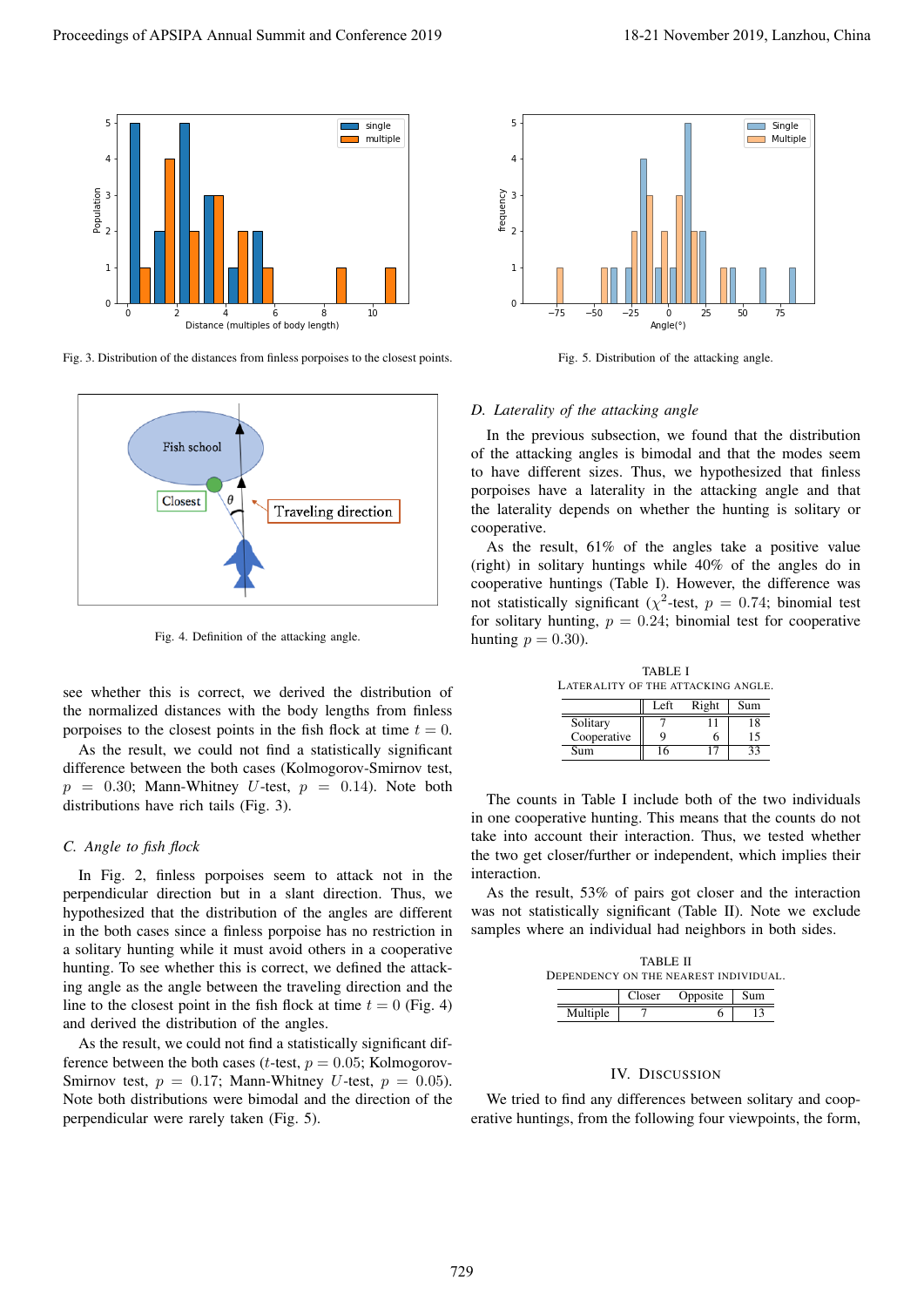Fig. 3. Distribution of the distances from finless porpoises to the closest points.

Fig. 4. Definition of the attacking angle.

see whether this is correct, we derived the distribution of the normalized distances with the body lengths from finless porpoises to the closest points in the fish flock at time $t = 0$.

As the result, we could not find a statistically significant difference between the both cases (Kolmogorov-Smirnov test, $p = 0.30$; Mann-Whitney $U$-test, $p = 0.14$). Note both distributions have rich tails (Fig. 3).

### C. Angle to fish flock

In Fig. 2, finless porpoises seem to attack not in the perpendicular direction but in a slant direction. Thus, we hypothesized that the distribution of the angles are different in the both cases since a finless porpoise has no restriction in a solitary hunting while it must avoid others in a cooperative hunting. To see whether this is correct, we defined the attacking angle as the angle between the traveling direction and the line to the closest point in the fish flock at time $t = 0$ (Fig. 4) and derived the distribution of the angles.

As the result, we could not find a statistically significant difference between the both cases ($t$-test, $p = 0.05$; Kolmogorov-Smirnov test, $p = 0.17$; Mann-Whitney $U$-test, $p = 0.05$). Note both distributions were bimodal and the direction of the perpendicular were rarely taken (Fig. 5).

Fig. 5. Distribution of the attacking angle.

### D. Laterality of the attacking angle

In the previous subsection, we found that the distribution of the attacking angles is bimodal and that the modes seem to have different sizes. Thus, we hypothesized that finless porpoises have a laterality in the attacking angle and that the laterality depends on whether the hunting is solitary or cooperative.

As the result, 61% of the angles take a positive value (right) in solitary huntings while 40% of the angles do in cooperative huntings (Table I). However, the difference was not statistically significant ($\chi^2$-test, $p = 0.74$; binomial test for solitary hunting, $p = 0.24$; binomial test for cooperative hunting $p = 0.30$).

TABLE I
LATERALITY OF THE ATTACKING ANGLE.

| | Left | Right | Sum |
|---|---|---|---|
| Solitary | 7 | 11 | 18 |
| Cooperative | 9 | 6 | 15 |
| Sum | 16 | 17 | 33 |

The counts in Table I include both of the two individuals in one cooperative hunting. This means that the counts do not take into account their interaction. Thus, we tested whether the two get closer/further or independent, which implies their interaction.

As the result, 53% of pairs got closer and the interaction was not statistically significant (Table II). Note we exclude samples where an individual had neighbors in both sides.

TABLE II
DEPENDENCY ON THE NEAREST INDIVIDUAL.

| | Closer | Opposite | Sum |
|---|---|---|---|
| Multiple | 7 | 6 | 13 |

## IV. DISCUSSION

We tried to find any differences between solitary and cooperative huntings, from the following four viewpoints, the form,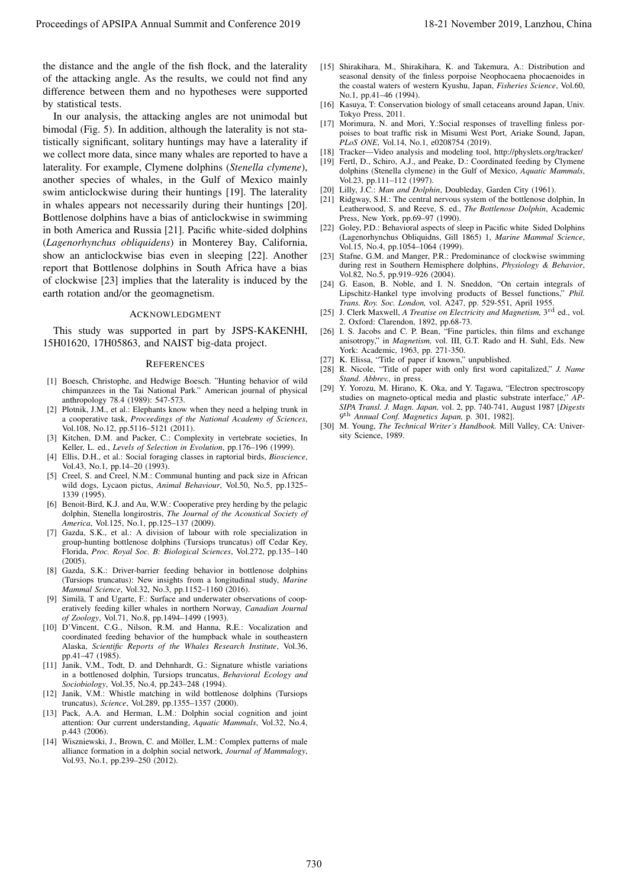the distance and the angle of the fish flock, and the laterality of the attacking angle. As the results, we could not find any difference between them and no hypotheses were supported by statistical tests.

In our analysis, the attacking angles are not unimodal but bimodal (Fig. 5). In addition, although the laterality is not statistically significant, solitary huntings may have a laterality if we collect more data, since many whales are reported to have a laterality. For example, Clymene dolphins (*Stenella clymene*), another species of whales, in the Gulf of Mexico mainly swim anticlockwise during their huntings [19]. The laterality in whales appears not necessarily during their huntings [20]. Bottlenose dolphins have a bias of anticlockwise in swimming in both America and Russia [21]. Pacific white-sided dolphins (*Lagenorhynchus obliquidens*) in Monterey Bay, California, show an anticlockwise bias even in sleeping [22]. Another report that Bottlenose dolphins in South Africa have a bias of clockwise [23] implies that the laterality is induced by the earth rotation and/or the geomagnetism.

## Acknowledgment

This study was supported in part by JSPS-KAKENHI, 15H01620, 17H05863, and NAIST big-data project.

## References

[1] Boesch, Christophe, and Hedwige Boesch. "Hunting behavior of wild chimpanzees in the Tai National Park." American journal of physical anthropology 78.4 (1989): 547-573.

[2] Plotnik, J.M., et al.: Elephants know when they need a helping trunk in a cooperative task, *Proceedings of the National Academy of Sciences*, Vol.108, No.12, pp.5116–5121 (2011).

[3] Kitchen, D.M. and Packer, C.: Complexity in vertebrate societies, In Keller, L. ed., *Levels of Selection in Evolution*, pp.176–196 (1999).

[4] Ellis, D.H., et al.: Social foraging classes in raptorial birds, *Bioscience*, Vol.43, No.1, pp.14–20 (1993).

[5] Creel, S. and Creel, N.M.: Communal hunting and pack size in African wild dogs, Lycaon pictus, *Animal Behaviour*, Vol.50, No.5, pp.1325–1339 (1995).

[6] Benoit-Bird, K.J. and Au, W.W.: Cooperative prey herding by the pelagic dolphin, Stenella longirostris, *The Journal of the Acoustical Society of America*, Vol.125, No.1, pp.125–137 (2009).

[7] Gazda, S.K., et al.: A division of labour with role specialization in group-hunting bottlenose dolphins (Tursiops truncatus) off Cedar Key, Florida, *Proc. Royal Soc. B: Biological Sciences*, Vol.272, pp.135–140 (2005).

[8] Gazda, S.K.: Driver-barrier feeding behavior in bottlenose dolphins (Tursiops truncatus): New insights from a longitudinal study, *Marine Mammal Science*, Vol.32, No.3, pp.1152–1160 (2016).

[9] Similä, T and Ugarte, F.: Surface and underwater observations of cooperatively feeding killer whales in northern Norway, *Canadian Journal of Zoology*, Vol.71, No.8, pp.1494–1499 (1993).

[10] D'Vincent, C.G., Nilson, R.M. and Hanna, R.E.: Vocalization and coordinated feeding behavior of the humpback whale in southeastern Alaska, *Scientific Reports of the Whales Research Institute*, Vol.36, pp.41–47 (1985).

[11] Janik, V.M., Todt, D. and Dehnhardt, G.: Signature whistle variations in a bottlenosed dolphin, Tursiops truncatus, *Behavioral Ecology and Sociobiology*, Vol.35, No.4, pp.243–248 (1994).

[12] Janik, V.M.: Whistle matching in wild bottlenose dolphins (Tursiops truncatus), *Science*, Vol.289, pp.1355–1357 (2000).

[13] Pack, A.A. and Herman, L.M.: Dolphin social cognition and joint attention: Our current understanding, *Aquatic Mammals*, Vol.32, No.4, p.443 (2006).

[14] Wiszniewski, J., Brown, C. and Möller, L.M.: Complex patterns of male alliance formation in a dolphin social network, *Journal of Mammalogy*, Vol.93, No.1, pp.239–250 (2012).

[15] Shirakihara, M., Shirakihara, K. and Takemura, A.: Distribution and seasonal density of the finless porpoise Neophocaena phocaenoides in the coastal waters of western Kyushu, Japan, *Fisheries Science*, Vol.60, No.1, pp.41–46 (1994).

[16] Kasuya, T: Conservation biology of small cetaceans around Japan, Univ. Tokyo Press, 2011.

[17] Morimura, N. and Mori, Y.:Social responses of travelling finless porpoises to boat traffic risk in Misumi West Port, Ariake Sound, Japan, *PLoS ONE*, Vol.14, No.1, e0208754 (2019).

[18] Tracker—Video analysis and modeling tool, http://physlets.org/tracker/

[19] Fertl, D., Schiro, A.J., and Peake, D.: Coordinated feeding by Clymene dolphins (Stenella clymene) in the Gulf of Mexico, *Aquatic Mammals*, Vol.23, pp.111–112 (1997).

[20] Lilly, J.C.: *Man and Dolphin*, Doubleday, Garden City (1961).

[21] Ridgway, S.H.: The central nervous system of the bottlenose dolphin, In Leatherwood, S. and Reeve, S. ed., *The Bottlenose Dolphin*, Academic Press, New York, pp.69–97 (1990).

[22] Goley, P.D.: Behavioral aspects of sleep in Pacific white Sided Dolphins (Lagenorhynchus Obliquidns, Gill 1865) 1, *Marine Mammal Science*, Vol.15, No.4, pp.1054–1064 (1999).

[23] Stafne, G.M. and Manger, P.R.: Predominance of clockwise swimming during rest in Southern Hemisphere dolphins, *Physiology & Behavior*, Vol.82, No.5, pp.919–926 (2004).

[24] G. Eason, B. Noble, and I. N. Sneddon, "On certain integrals of Lipschitz-Hankel type involving products of Bessel functions," *Phil. Trans. Roy. Soc. London,* vol. A247, pp. 529-551, April 1955.

[25] J. Clerk Maxwell, *A Treatise on Electricity and Magnetism,* 3rd ed., vol. 2. Oxford: Clarendon, 1892, pp.68-73.

[26] I. S. Jacobs and C. P. Bean, "Fine particles, thin films and exchange anisotropy," in *Magnetism,* vol. III, G.T. Rado and H. Suhl, Eds. New York: Academic, 1963, pp. 271-350.

[27] K. Elissa, "Title of paper if known," unpublished.

[28] R. Nicole, "Title of paper with only first word capitalized," *J. Name Stand. Abbrev.,* in press.

[29] Y. Yorozu, M. Hirano, K. Oka, and Y. Tagawa, "Electron spectroscopy studies on magneto-optical media and plastic substrate interface," *APSIPA Transl. J. Magn. Japan,* vol. 2, pp. 740-741, August 1987 [*Digests 9th Annual Conf. Magnetics Japan,* p. 301, 1982].

[30] M. Young, *The Technical Writer's Handbook.* Mill Valley, CA: University Science, 1989.